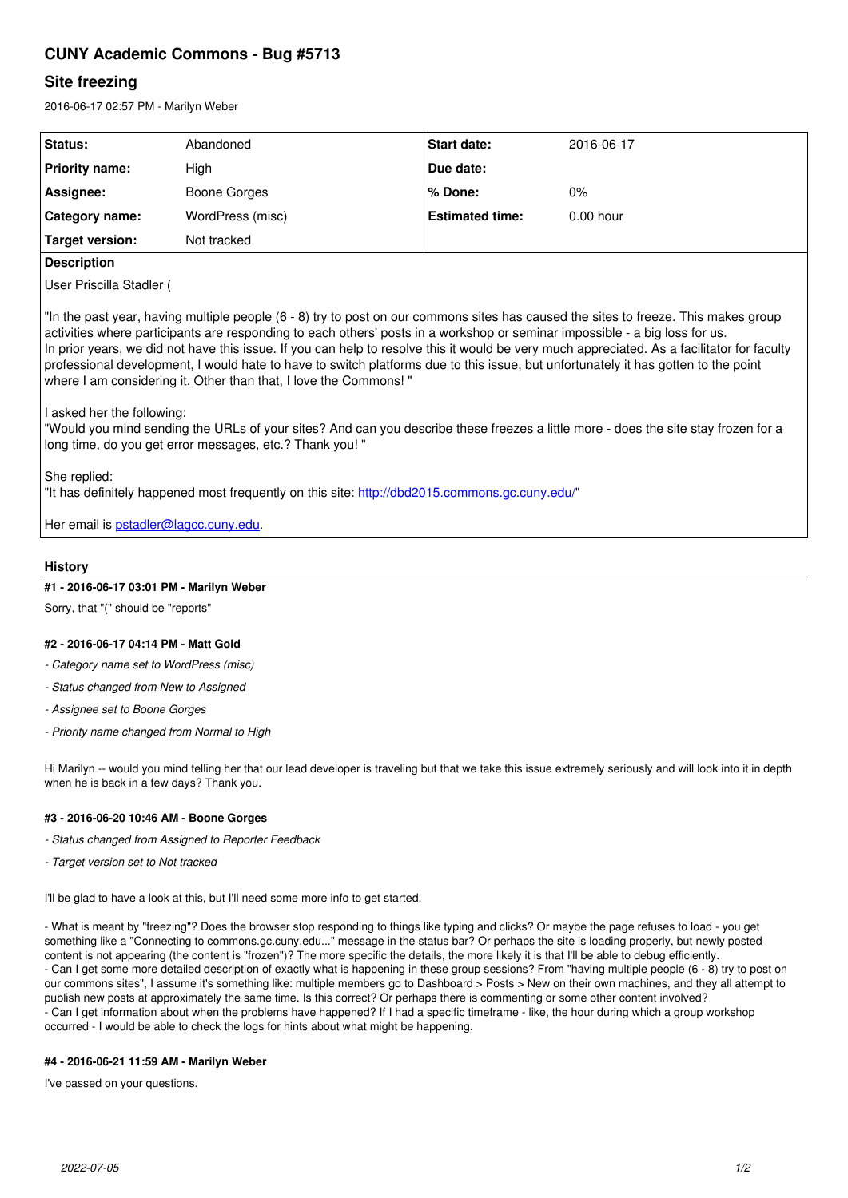# CUNY Academic Commons - Bug #5713

## Site freezing

2016-06-17 02:57 PM - Marilyn Weber

| Status: | Abandoned | Start date: | 2016-06-17 |
|---|---|---|---|
| Priority name: | High | Due date: | |
| Assignee: | Boone Gorges | % Done: | 0% |
| Category name: | WordPress (misc) | Estimated time: | 0.00 hour |
| Target version: | Not tracked | | |

**Description**

User Priscilla Stadler (

"In the past year, having multiple people (6 - 8) try to post on our commons sites has caused the sites to freeze. This makes group activities where participants are responding to each others' posts in a workshop or seminar impossible - a big loss for us.
In prior years, we did not have this issue. If you can help to resolve this it would be very much appreciated. As a facilitator for faculty professional development, I would hate to have to switch platforms due to this issue, but unfortunately it has gotten to the point where I am considering it. Other than that, I love the Commons! "

I asked her the following:
"Would you mind sending the URLs of your sites? And can you describe these freezes a little more - does the site stay frozen for a long time, do you get error messages, etc.? Thank you! "

She replied:
"It has definitely happened most frequently on this site: http://dbd2015.commons.gc.cuny.edu/"

Her email is pstadler@lagcc.cuny.edu.

### History

**#1 - 2016-06-17 03:01 PM - Marilyn Weber**

Sorry, that "(" should be "reports"

**#2 - 2016-06-17 04:14 PM - Matt Gold**

- *Category name set to WordPress (misc)*
- *Status changed from New to Assigned*
- *Assignee set to Boone Gorges*
- *Priority name changed from Normal to High*

Hi Marilyn -- would you mind telling her that our lead developer is traveling but that we take this issue extremely seriously and will look into it in depth when he is back in a few days? Thank you.

**#3 - 2016-06-20 10:46 AM - Boone Gorges**

- *Status changed from Assigned to Reporter Feedback*
- *Target version set to Not tracked*

I'll be glad to have a look at this, but I'll need some more info to get started.

- What is meant by "freezing"? Does the browser stop responding to things like typing and clicks? Or maybe the page refuses to load - you get something like a "Connecting to commons.gc.cuny.edu..." message in the status bar? Or perhaps the site is loading properly, but newly posted content is not appearing (the content is "frozen")? The more specific the details, the more likely it is that I'll be able to debug efficiently.
- Can I get some more detailed description of exactly what is happening in these group sessions? From "having multiple people (6 - 8) try to post on our commons sites", I assume it's something like: multiple members go to Dashboard > Posts > New on their own machines, and they all attempt to publish new posts at approximately the same time. Is this correct? Or perhaps there is commenting or some other content involved?
- Can I get information about when the problems have happened? If I had a specific timeframe - like, the hour during which a group workshop occurred - I would be able to check the logs for hints about what might be happening.

**#4 - 2016-06-21 11:59 AM - Marilyn Weber**

I've passed on your questions.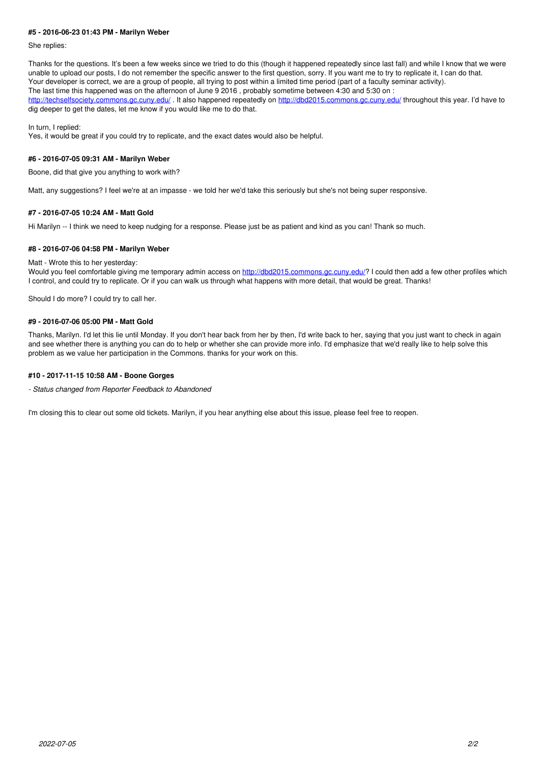#### #5 - 2016-06-23 01:43 PM - Marilyn Weber

She replies:

Thanks for the questions. It's been a few weeks since we tried to do this (though it happened repeatedly since last fall) and while I know that we were unable to upload our posts, I do not remember the specific answer to the first question, sorry. If you want me to try to replicate it, I can do that.
Your developer is correct, we are a group of people, all trying to post within a limited time period (part of a faculty seminar activity).
The last time this happened was on the afternoon of June 9 2016 , probably sometime between 4:30 and 5:30 on :
http://techselfsociety.commons.gc.cuny.edu/ . It also happened repeatedly on http://dbd2015.commons.gc.cuny.edu/ throughout this year. I'd have to dig deeper to get the dates, let me know if you would like me to do that.

In turn, I replied:
Yes, it would be great if you could try to replicate, and the exact dates would also be helpful.

#### #6 - 2016-07-05 09:31 AM - Marilyn Weber

Boone, did that give you anything to work with?

Matt, any suggestions? I feel we're at an impasse - we told her we'd take this seriously but she's not being super responsive.

#### #7 - 2016-07-05 10:24 AM - Matt Gold

Hi Marilyn -- I think we need to keep nudging for a response. Please just be as patient and kind as you can! Thank so much.

#### #8 - 2016-07-06 04:58 PM - Marilyn Weber

Matt - Wrote this to her yesterday:
Would you feel comfortable giving me temporary admin access on http://dbd2015.commons.gc.cuny.edu/? I could then add a few other profiles which I control, and could try to replicate. Or if you can walk us through what happens with more detail, that would be great. Thanks!

Should I do more? I could try to call her.

#### #9 - 2016-07-06 05:00 PM - Matt Gold

Thanks, Marilyn. I'd let this lie until Monday. If you don't hear back from her by then, I'd write back to her, saying that you just want to check in again and see whether there is anything you can do to help or whether she can provide more info. I'd emphasize that we'd really like to help solve this problem as we value her participation in the Commons. thanks for your work on this.

#### #10 - 2017-11-15 10:58 AM - Boone Gorges

*- Status changed from Reporter Feedback to Abandoned*

I'm closing this to clear out some old tickets. Marilyn, if you hear anything else about this issue, please feel free to reopen.